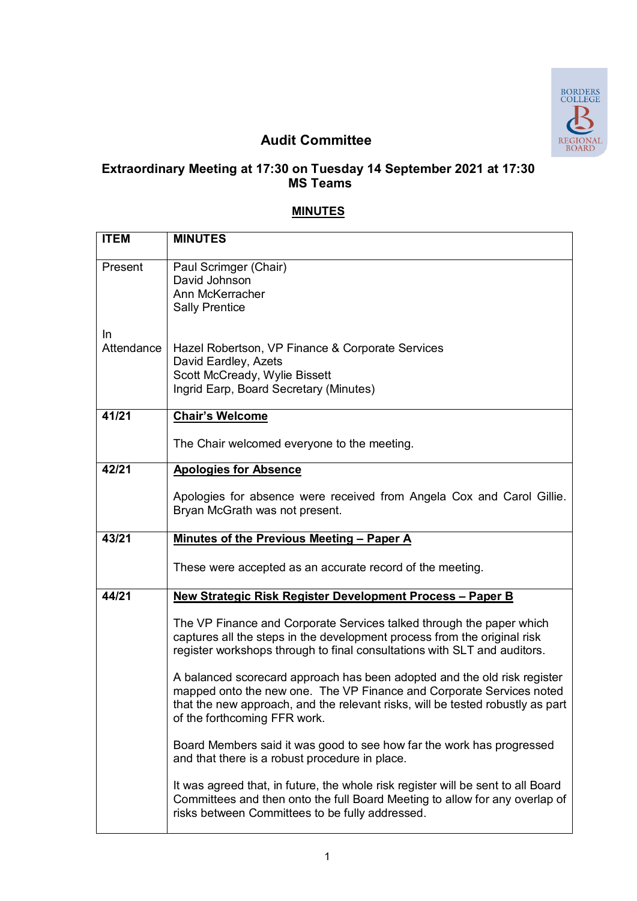# Audit Committee

## Extraordinary Meeting at 17:30 on Tuesday 14 September 2021 at 17:30
## MS Teams

**MINUTES**

| ITEM | MINUTES |
|---|---|
| Present | Paul Scrimger (Chair)<br>David Johnson<br>Ann McKerracher<br>Sally Prentice |
| In Attendance | Hazel Robertson, VP Finance & Corporate Services<br>David Eardley, Azets<br>Scott McCready, Wylie Bissett<br>Ingrid Earp, Board Secretary (Minutes) |
| **41/21** | **Chair's Welcome**<br><br>The Chair welcomed everyone to the meeting. |
| **42/21** | **Apologies for Absence**<br><br>Apologies for absence were received from Angela Cox and Carol Gillie. Bryan McGrath was not present. |
| **43/21** | **Minutes of the Previous Meeting – Paper A**<br><br>These were accepted as an accurate record of the meeting. |
| **44/21** | **New Strategic Risk Register Development Process – Paper B**<br><br>The VP Finance and Corporate Services talked through the paper which captures all the steps in the development process from the original risk register workshops through to final consultations with SLT and auditors.<br><br>A balanced scorecard approach has been adopted and the old risk register mapped onto the new one. The VP Finance and Corporate Services noted that the new approach, and the relevant risks, will be tested robustly as part of the forthcoming FFR work.<br><br>Board Members said it was good to see how far the work has progressed and that there is a robust procedure in place.<br><br>It was agreed that, in future, the whole risk register will be sent to all Board Committees and then onto the full Board Meeting to allow for any overlap of risks between Committees to be fully addressed. |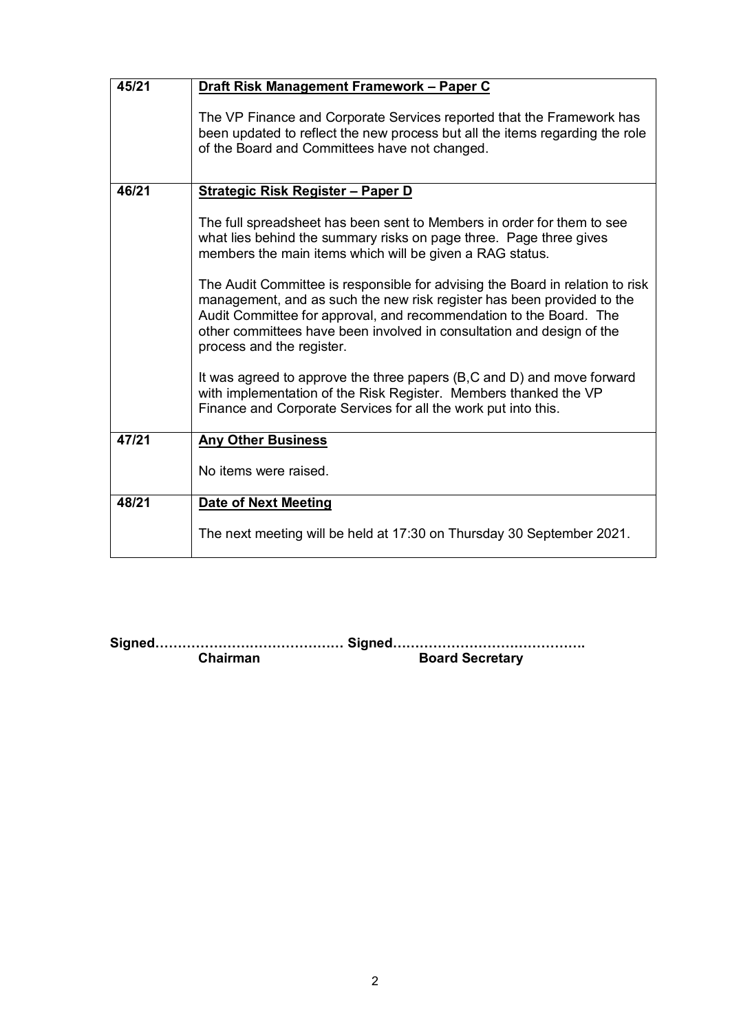| | |
|---|---|
| **45/21** | **Draft Risk Management Framework – Paper C**<br><br>The VP Finance and Corporate Services reported that the Framework has been updated to reflect the new process but all the items regarding the role of the Board and Committees have not changed. |
| **46/21** | **Strategic Risk Register – Paper D**<br><br>The full spreadsheet has been sent to Members in order for them to see what lies behind the summary risks on page three. Page three gives members the main items which will be given a RAG status.<br><br>The Audit Committee is responsible for advising the Board in relation to risk management, and as such the new risk register has been provided to the Audit Committee for approval, and recommendation to the Board. The other committees have been involved in consultation and design of the process and the register.<br><br>It was agreed to approve the three papers (B,C and D) and move forward with implementation of the Risk Register. Members thanked the VP Finance and Corporate Services for all the work put into this. |
| **47/21** | **Any Other Business**<br><br>No items were raised. |
| **48/21** | **Date of Next Meeting**<br><br>The next meeting will be held at 17:30 on Thursday 30 September 2021. |

**Signed…………………………………… Signed…………………………………….**
**Chairman** **Board Secretary**